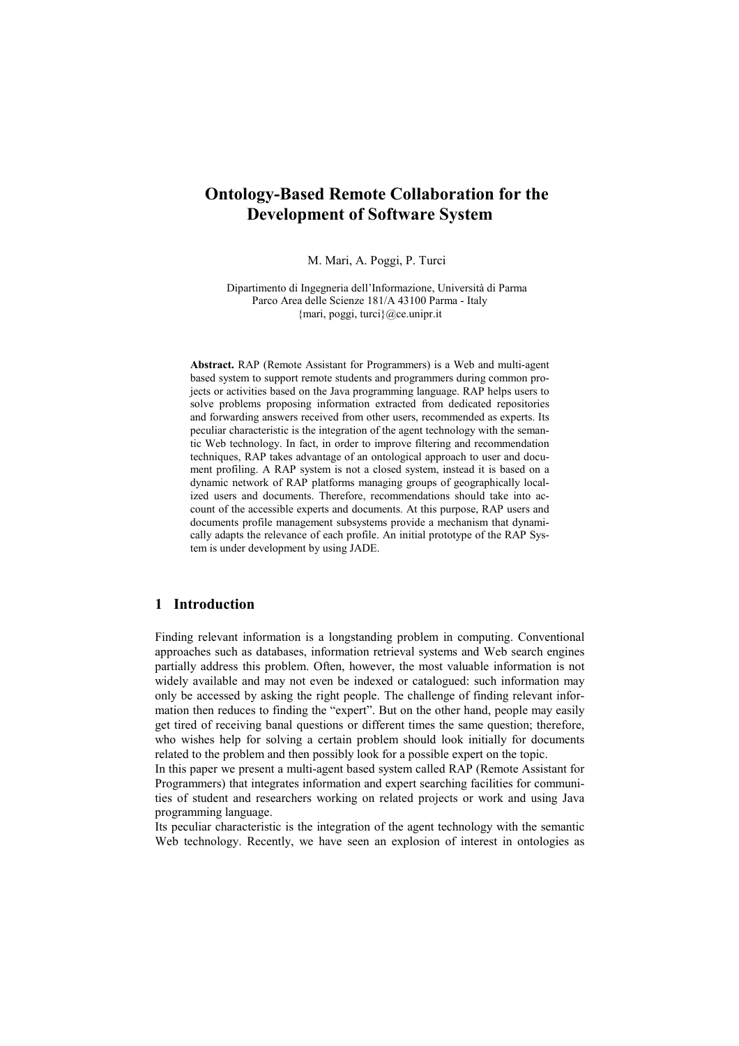# Ontology-Based Remote Collaboration for the Development of Software System

M. Mari, A. Poggi, P. Turci

Dipartimento di Ingegneria dell'Informazione, Università di Parma
Parco Area delle Scienze 181/A 43100 Parma - Italy
{mari, poggi, turci}@ce.unipr.it

**Abstract.** RAP (Remote Assistant for Programmers) is a Web and multi-agent based system to support remote students and programmers during common projects or activities based on the Java programming language. RAP helps users to solve problems proposing information extracted from dedicated repositories and forwarding answers received from other users, recommended as experts. Its peculiar characteristic is the integration of the agent technology with the semantic Web technology. In fact, in order to improve filtering and recommendation techniques, RAP takes advantage of an ontological approach to user and document profiling. A RAP system is not a closed system, instead it is based on a dynamic network of RAP platforms managing groups of geographically localized users and documents. Therefore, recommendations should take into account of the accessible experts and documents. At this purpose, RAP users and documents profile management subsystems provide a mechanism that dynamically adapts the relevance of each profile. An initial prototype of the RAP System is under development by using JADE.

## 1 Introduction

Finding relevant information is a longstanding problem in computing. Conventional approaches such as databases, information retrieval systems and Web search engines partially address this problem. Often, however, the most valuable information is not widely available and may not even be indexed or catalogued: such information may only be accessed by asking the right people. The challenge of finding relevant information then reduces to finding the "expert". But on the other hand, people may easily get tired of receiving banal questions or different times the same question; therefore, who wishes help for solving a certain problem should look initially for documents related to the problem and then possibly look for a possible expert on the topic.

In this paper we present a multi-agent based system called RAP (Remote Assistant for Programmers) that integrates information and expert searching facilities for communities of student and researchers working on related projects or work and using Java programming language.

Its peculiar characteristic is the integration of the agent technology with the semantic Web technology. Recently, we have seen an explosion of interest in ontologies as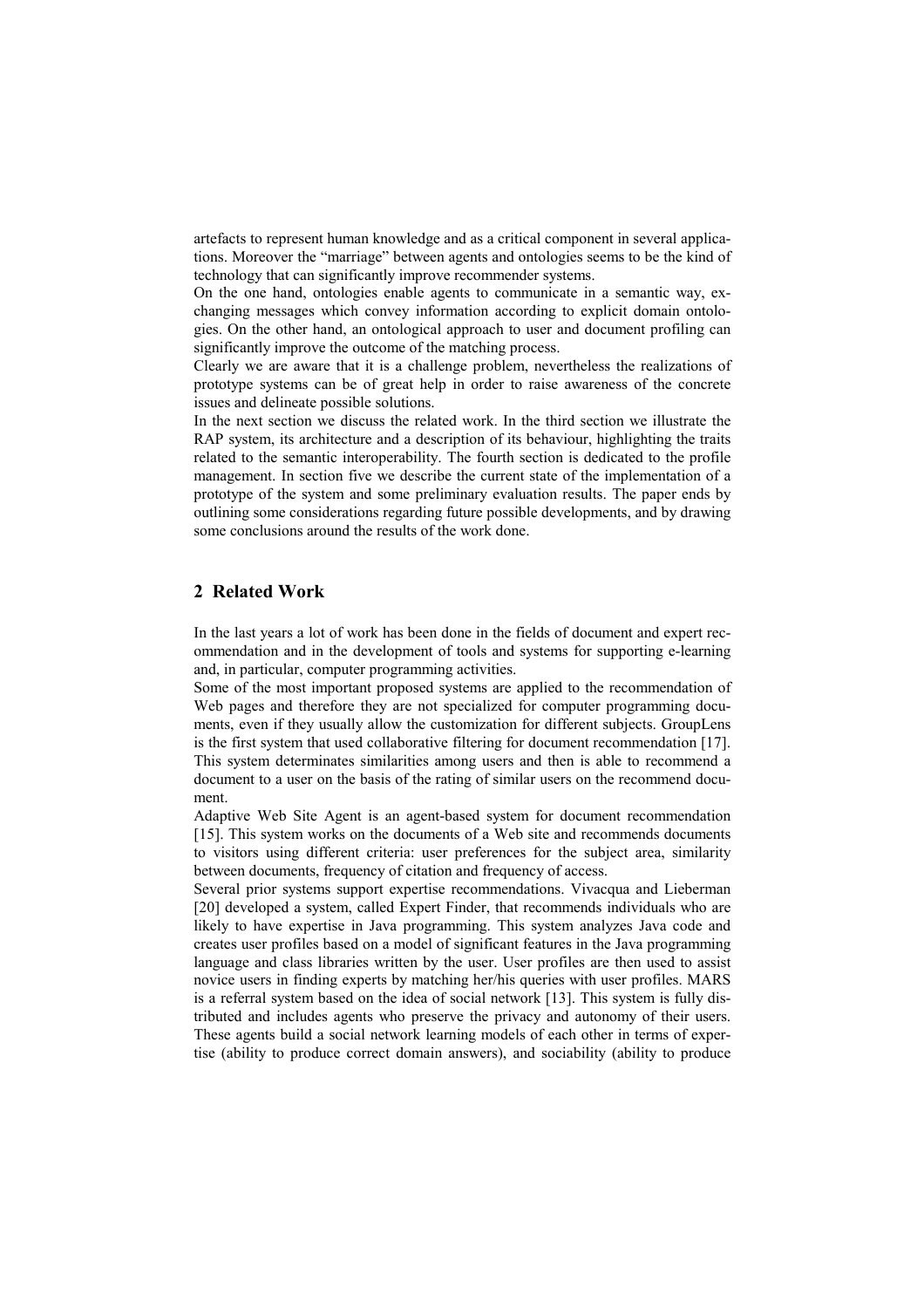artefacts to represent human knowledge and as a critical component in several applications. Moreover the "marriage" between agents and ontologies seems to be the kind of technology that can significantly improve recommender systems.

On the one hand, ontologies enable agents to communicate in a semantic way, exchanging messages which convey information according to explicit domain ontologies. On the other hand, an ontological approach to user and document profiling can significantly improve the outcome of the matching process.

Clearly we are aware that it is a challenge problem, nevertheless the realizations of prototype systems can be of great help in order to raise awareness of the concrete issues and delineate possible solutions.

In the next section we discuss the related work. In the third section we illustrate the RAP system, its architecture and a description of its behaviour, highlighting the traits related to the semantic interoperability. The fourth section is dedicated to the profile management. In section five we describe the current state of the implementation of a prototype of the system and some preliminary evaluation results. The paper ends by outlining some considerations regarding future possible developments, and by drawing some conclusions around the results of the work done.

## 2 Related Work

In the last years a lot of work has been done in the fields of document and expert recommendation and in the development of tools and systems for supporting e-learning and, in particular, computer programming activities.

Some of the most important proposed systems are applied to the recommendation of Web pages and therefore they are not specialized for computer programming documents, even if they usually allow the customization for different subjects. GroupLens is the first system that used collaborative filtering for document recommendation [17]. This system determinates similarities among users and then is able to recommend a document to a user on the basis of the rating of similar users on the recommend document.

Adaptive Web Site Agent is an agent-based system for document recommendation [15]. This system works on the documents of a Web site and recommends documents to visitors using different criteria: user preferences for the subject area, similarity between documents, frequency of citation and frequency of access.

Several prior systems support expertise recommendations. Vivacqua and Lieberman [20] developed a system, called Expert Finder, that recommends individuals who are likely to have expertise in Java programming. This system analyzes Java code and creates user profiles based on a model of significant features in the Java programming language and class libraries written by the user. User profiles are then used to assist novice users in finding experts by matching her/his queries with user profiles. MARS is a referral system based on the idea of social network [13]. This system is fully distributed and includes agents who preserve the privacy and autonomy of their users. These agents build a social network learning models of each other in terms of expertise (ability to produce correct domain answers), and sociability (ability to produce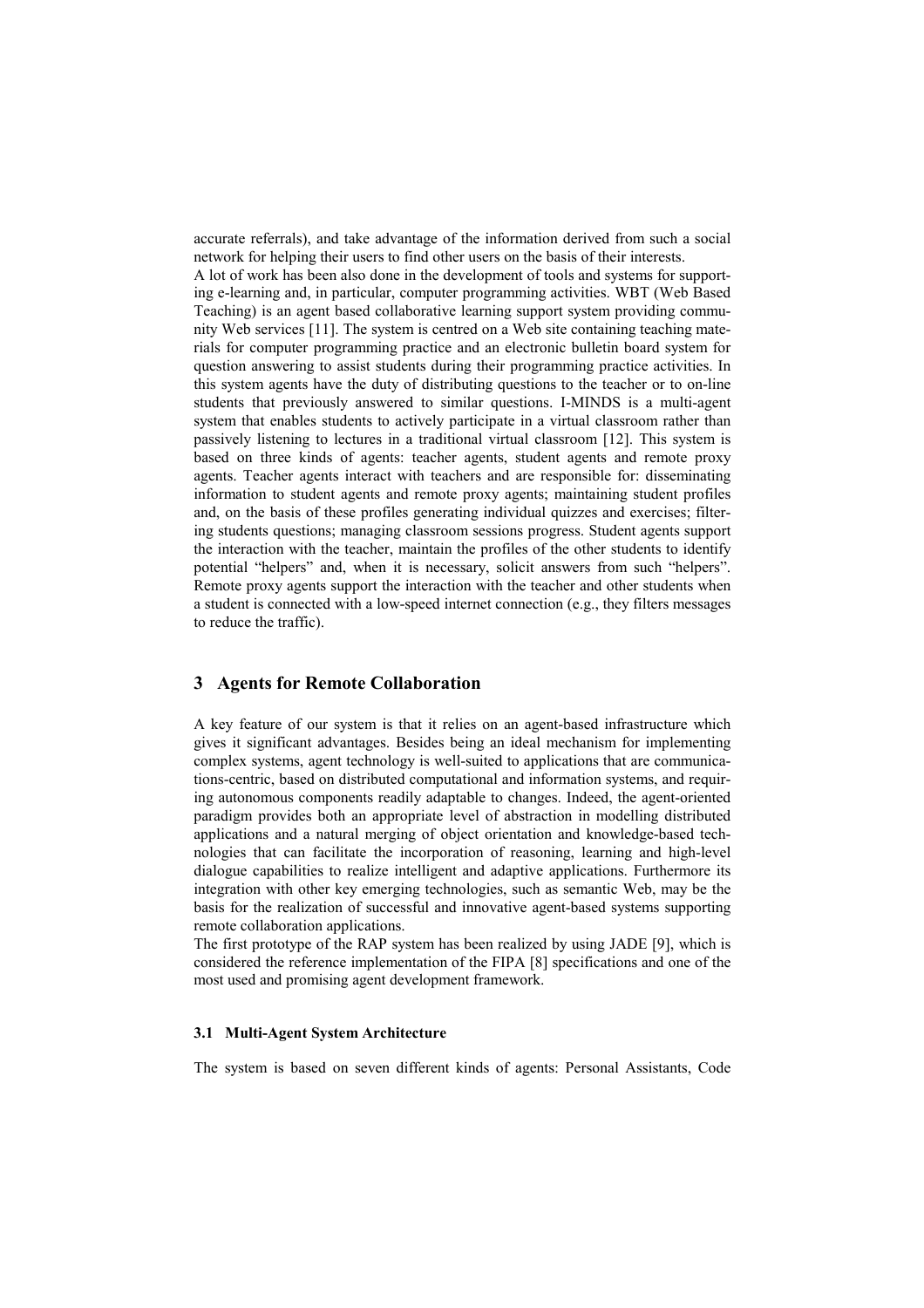accurate referrals), and take advantage of the information derived from such a social network for helping their users to find other users on the basis of their interests.

A lot of work has been also done in the development of tools and systems for supporting e-learning and, in particular, computer programming activities. WBT (Web Based Teaching) is an agent based collaborative learning support system providing community Web services [11]. The system is centred on a Web site containing teaching materials for computer programming practice and an electronic bulletin board system for question answering to assist students during their programming practice activities. In this system agents have the duty of distributing questions to the teacher or to on-line students that previously answered to similar questions. I-MINDS is a multi-agent system that enables students to actively participate in a virtual classroom rather than passively listening to lectures in a traditional virtual classroom [12]. This system is based on three kinds of agents: teacher agents, student agents and remote proxy agents. Teacher agents interact with teachers and are responsible for: disseminating information to student agents and remote proxy agents; maintaining student profiles and, on the basis of these profiles generating individual quizzes and exercises; filtering students questions; managing classroom sessions progress. Student agents support the interaction with the teacher, maintain the profiles of the other students to identify potential "helpers" and, when it is necessary, solicit answers from such "helpers". Remote proxy agents support the interaction with the teacher and other students when a student is connected with a low-speed internet connection (e.g., they filters messages to reduce the traffic).

## 3 Agents for Remote Collaboration

A key feature of our system is that it relies on an agent-based infrastructure which gives it significant advantages. Besides being an ideal mechanism for implementing complex systems, agent technology is well-suited to applications that are communications-centric, based on distributed computational and information systems, and requiring autonomous components readily adaptable to changes. Indeed, the agent-oriented paradigm provides both an appropriate level of abstraction in modelling distributed applications and a natural merging of object orientation and knowledge-based technologies that can facilitate the incorporation of reasoning, learning and high-level dialogue capabilities to realize intelligent and adaptive applications. Furthermore its integration with other key emerging technologies, such as semantic Web, may be the basis for the realization of successful and innovative agent-based systems supporting remote collaboration applications.

The first prototype of the RAP system has been realized by using JADE [9], which is considered the reference implementation of the FIPA [8] specifications and one of the most used and promising agent development framework.

### 3.1 Multi-Agent System Architecture

The system is based on seven different kinds of agents: Personal Assistants, Code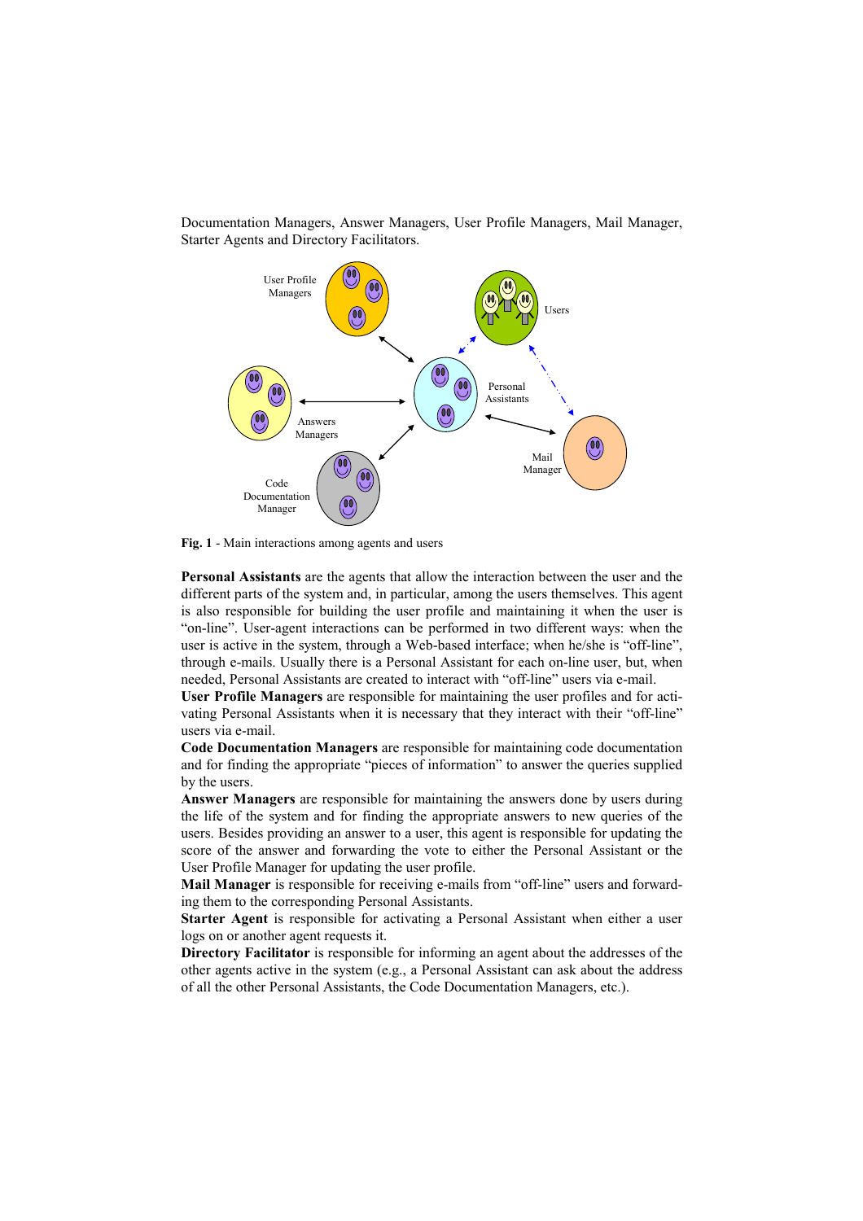Documentation Managers, Answer Managers, User Profile Managers, Mail Manager, Starter Agents and Directory Facilitators.

**Fig. 1** - Main interactions among agents and users

**Personal Assistants** are the agents that allow the interaction between the user and the different parts of the system and, in particular, among the users themselves. This agent is also responsible for building the user profile and maintaining it when the user is "on-line". User-agent interactions can be performed in two different ways: when the user is active in the system, through a Web-based interface; when he/she is "off-line", through e-mails. Usually there is a Personal Assistant for each on-line user, but, when needed, Personal Assistants are created to interact with "off-line" users via e-mail.

**User Profile Managers** are responsible for maintaining the user profiles and for activating Personal Assistants when it is necessary that they interact with their "off-line" users via e-mail.

**Code Documentation Managers** are responsible for maintaining code documentation and for finding the appropriate "pieces of information" to answer the queries supplied by the users.

**Answer Managers** are responsible for maintaining the answers done by users during the life of the system and for finding the appropriate answers to new queries of the users. Besides providing an answer to a user, this agent is responsible for updating the score of the answer and forwarding the vote to either the Personal Assistant or the User Profile Manager for updating the user profile.

**Mail Manager** is responsible for receiving e-mails from "off-line" users and forwarding them to the corresponding Personal Assistants.

**Starter Agent** is responsible for activating a Personal Assistant when either a user logs on or another agent requests it.

**Directory Facilitator** is responsible for informing an agent about the addresses of the other agents active in the system (e.g., a Personal Assistant can ask about the address of all the other Personal Assistants, the Code Documentation Managers, etc.).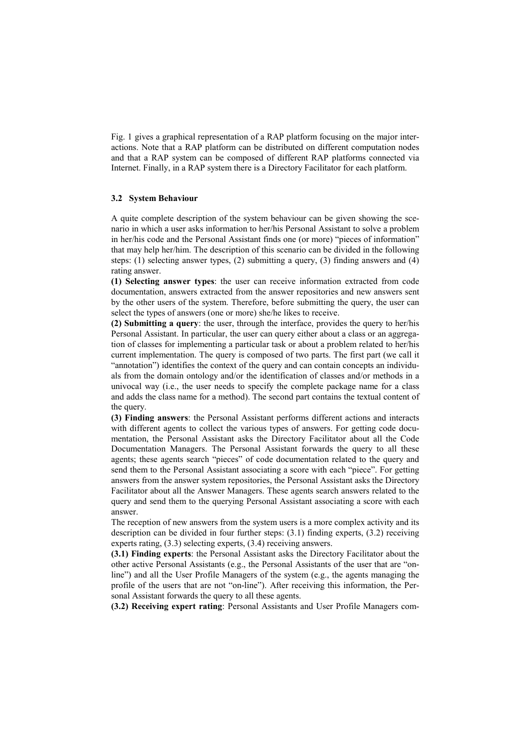Fig. 1 gives a graphical representation of a RAP platform focusing on the major interactions. Note that a RAP platform can be distributed on different computation nodes and that a RAP system can be composed of different RAP platforms connected via Internet. Finally, in a RAP system there is a Directory Facilitator for each platform.

### 3.2 System Behaviour

A quite complete description of the system behaviour can be given showing the scenario in which a user asks information to her/his Personal Assistant to solve a problem in her/his code and the Personal Assistant finds one (or more) "pieces of information" that may help her/him. The description of this scenario can be divided in the following steps: (1) selecting answer types, (2) submitting a query, (3) finding answers and (4) rating answer.

**(1) Selecting answer types**: the user can receive information extracted from code documentation, answers extracted from the answer repositories and new answers sent by the other users of the system. Therefore, before submitting the query, the user can select the types of answers (one or more) she/he likes to receive.

**(2) Submitting a query**: the user, through the interface, provides the query to her/his Personal Assistant. In particular, the user can query either about a class or an aggregation of classes for implementing a particular task or about a problem related to her/his current implementation. The query is composed of two parts. The first part (we call it "annotation") identifies the context of the query and can contain concepts an individuals from the domain ontology and/or the identification of classes and/or methods in a univocal way (i.e., the user needs to specify the complete package name for a class and adds the class name for a method). The second part contains the textual content of the query.

**(3) Finding answers**: the Personal Assistant performs different actions and interacts with different agents to collect the various types of answers. For getting code documentation, the Personal Assistant asks the Directory Facilitator about all the Code Documentation Managers. The Personal Assistant forwards the query to all these agents; these agents search "pieces" of code documentation related to the query and send them to the Personal Assistant associating a score with each "piece". For getting answers from the answer system repositories, the Personal Assistant asks the Directory Facilitator about all the Answer Managers. These agents search answers related to the query and send them to the querying Personal Assistant associating a score with each answer.

The reception of new answers from the system users is a more complex activity and its description can be divided in four further steps: (3.1) finding experts, (3.2) receiving experts rating, (3.3) selecting experts, (3.4) receiving answers.

**(3.1) Finding experts**: the Personal Assistant asks the Directory Facilitator about the other active Personal Assistants (e.g., the Personal Assistants of the user that are "on-line") and all the User Profile Managers of the system (e.g., the agents managing the profile of the users that are not "on-line"). After receiving this information, the Personal Assistant forwards the query to all these agents.

**(3.2) Receiving expert rating**: Personal Assistants and User Profile Managers com-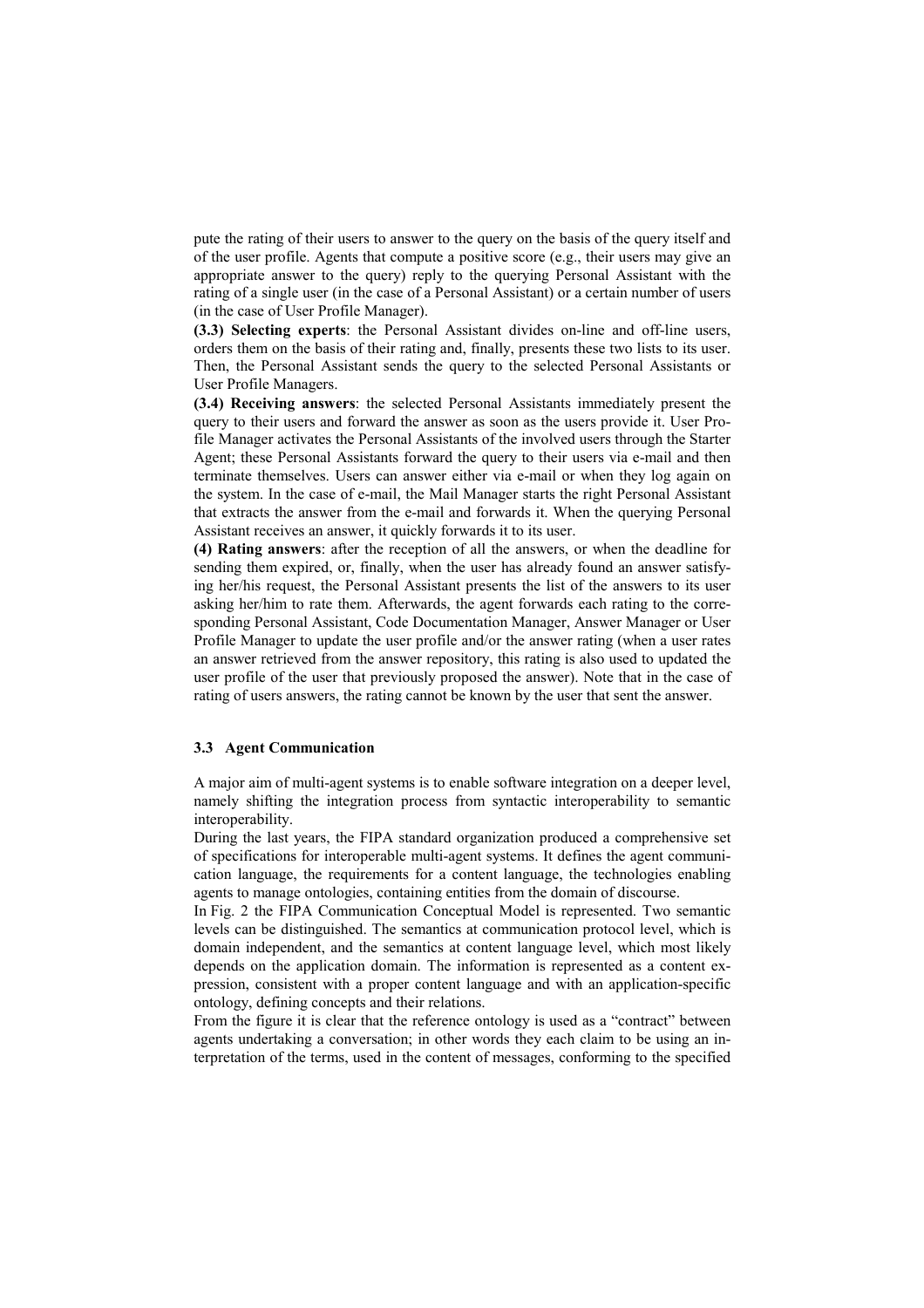pute the rating of their users to answer to the query on the basis of the query itself and of the user profile. Agents that compute a positive score (e.g., their users may give an appropriate answer to the query) reply to the querying Personal Assistant with the rating of a single user (in the case of a Personal Assistant) or a certain number of users (in the case of User Profile Manager).

**(3.3) Selecting experts**: the Personal Assistant divides on-line and off-line users, orders them on the basis of their rating and, finally, presents these two lists to its user. Then, the Personal Assistant sends the query to the selected Personal Assistants or User Profile Managers.

**(3.4) Receiving answers**: the selected Personal Assistants immediately present the query to their users and forward the answer as soon as the users provide it. User Profile Manager activates the Personal Assistants of the involved users through the Starter Agent; these Personal Assistants forward the query to their users via e-mail and then terminate themselves. Users can answer either via e-mail or when they log again on the system. In the case of e-mail, the Mail Manager starts the right Personal Assistant that extracts the answer from the e-mail and forwards it. When the querying Personal Assistant receives an answer, it quickly forwards it to its user.

**(4) Rating answers**: after the reception of all the answers, or when the deadline for sending them expired, or, finally, when the user has already found an answer satisfying her/his request, the Personal Assistant presents the list of the answers to its user asking her/him to rate them. Afterwards, the agent forwards each rating to the corresponding Personal Assistant, Code Documentation Manager, Answer Manager or User Profile Manager to update the user profile and/or the answer rating (when a user rates an answer retrieved from the answer repository, this rating is also used to updated the user profile of the user that previously proposed the answer). Note that in the case of rating of users answers, the rating cannot be known by the user that sent the answer.

### 3.3 Agent Communication

A major aim of multi-agent systems is to enable software integration on a deeper level, namely shifting the integration process from syntactic interoperability to semantic interoperability.

During the last years, the FIPA standard organization produced a comprehensive set of specifications for interoperable multi-agent systems. It defines the agent communication language, the requirements for a content language, the technologies enabling agents to manage ontologies, containing entities from the domain of discourse.

In Fig. 2 the FIPA Communication Conceptual Model is represented. Two semantic levels can be distinguished. The semantics at communication protocol level, which is domain independent, and the semantics at content language level, which most likely depends on the application domain. The information is represented as a content expression, consistent with a proper content language and with an application-specific ontology, defining concepts and their relations.

From the figure it is clear that the reference ontology is used as a "contract" between agents undertaking a conversation; in other words they each claim to be using an interpretation of the terms, used in the content of messages, conforming to the specified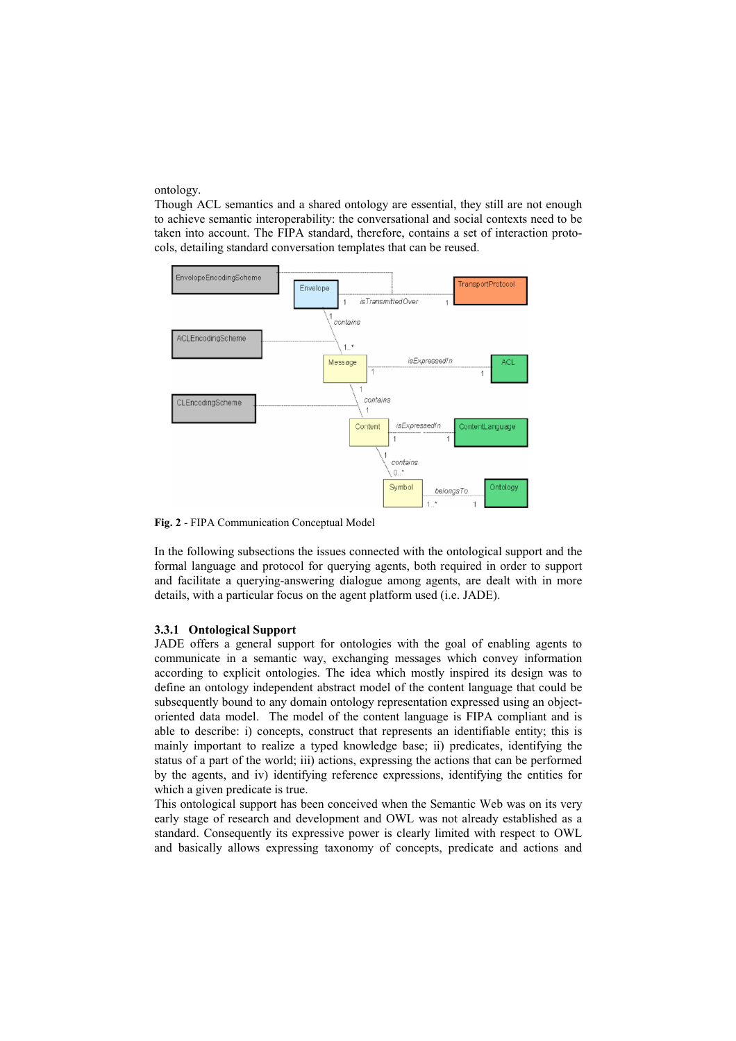ontology.
Though ACL semantics and a shared ontology are essential, they still are not enough to achieve semantic interoperability: the conversational and social contexts need to be taken into account. The FIPA standard, therefore, contains a set of interaction protocols, detailing standard conversation templates that can be reused.

**Fig. 2** - FIPA Communication Conceptual Model

In the following subsections the issues connected with the ontological support and the formal language and protocol for querying agents, both required in order to support and facilitate a querying-answering dialogue among agents, are dealt with in more details, with a particular focus on the agent platform used (i.e. JADE).

### 3.3.1 Ontological Support

JADE offers a general support for ontologies with the goal of enabling agents to communicate in a semantic way, exchanging messages which convey information according to explicit ontologies. The idea which mostly inspired its design was to define an ontology independent abstract model of the content language that could be subsequently bound to any domain ontology representation expressed using an object-oriented data model. The model of the content language is FIPA compliant and is able to describe: i) concepts, construct that represents an identifiable entity; this is mainly important to realize a typed knowledge base; ii) predicates, identifying the status of a part of the world; iii) actions, expressing the actions that can be performed by the agents, and iv) identifying reference expressions, identifying the entities for which a given predicate is true.
This ontological support has been conceived when the Semantic Web was on its very early stage of research and development and OWL was not already established as a standard. Consequently its expressive power is clearly limited with respect to OWL and basically allows expressing taxonomy of concepts, predicate and actions and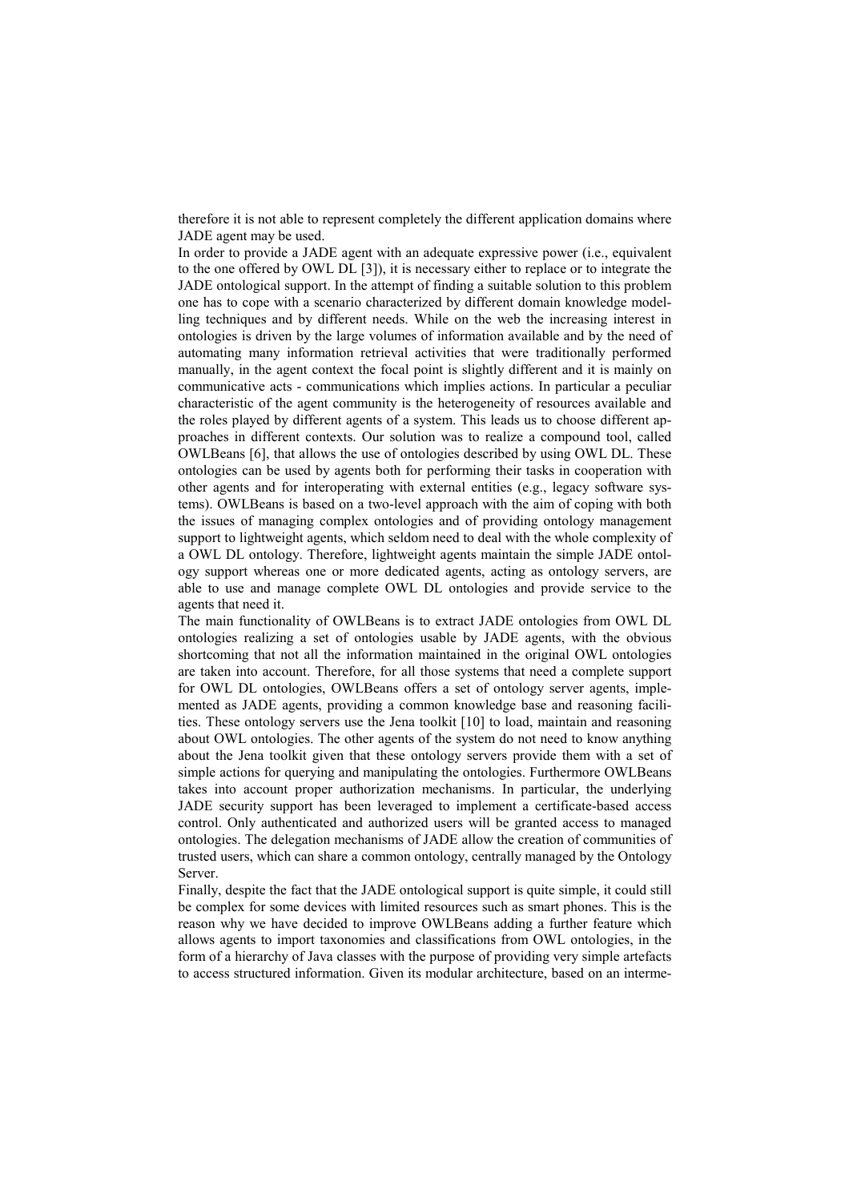therefore it is not able to represent completely the different application domains where JADE agent may be used.

In order to provide a JADE agent with an adequate expressive power (i.e., equivalent to the one offered by OWL DL [3]), it is necessary either to replace or to integrate the JADE ontological support. In the attempt of finding a suitable solution to this problem one has to cope with a scenario characterized by different domain knowledge modelling techniques and by different needs. While on the web the increasing interest in ontologies is driven by the large volumes of information available and by the need of automating many information retrieval activities that were traditionally performed manually, in the agent context the focal point is slightly different and it is mainly on communicative acts - communications which implies actions. In particular a peculiar characteristic of the agent community is the heterogeneity of resources available and the roles played by different agents of a system. This leads us to choose different approaches in different contexts. Our solution was to realize a compound tool, called OWLBeans [6], that allows the use of ontologies described by using OWL DL. These ontologies can be used by agents both for performing their tasks in cooperation with other agents and for interoperating with external entities (e.g., legacy software systems). OWLBeans is based on a two-level approach with the aim of coping with both the issues of managing complex ontologies and of providing ontology management support to lightweight agents, which seldom need to deal with the whole complexity of a OWL DL ontology. Therefore, lightweight agents maintain the simple JADE ontology support whereas one or more dedicated agents, acting as ontology servers, are able to use and manage complete OWL DL ontologies and provide service to the agents that need it.

The main functionality of OWLBeans is to extract JADE ontologies from OWL DL ontologies realizing a set of ontologies usable by JADE agents, with the obvious shortcoming that not all the information maintained in the original OWL ontologies are taken into account. Therefore, for all those systems that need a complete support for OWL DL ontologies, OWLBeans offers a set of ontology server agents, implemented as JADE agents, providing a common knowledge base and reasoning facilities. These ontology servers use the Jena toolkit [10] to load, maintain and reasoning about OWL ontologies. The other agents of the system do not need to know anything about the Jena toolkit given that these ontology servers provide them with a set of simple actions for querying and manipulating the ontologies. Furthermore OWLBeans takes into account proper authorization mechanisms. In particular, the underlying JADE security support has been leveraged to implement a certificate-based access control. Only authenticated and authorized users will be granted access to managed ontologies. The delegation mechanisms of JADE allow the creation of communities of trusted users, which can share a common ontology, centrally managed by the Ontology Server.

Finally, despite the fact that the JADE ontological support is quite simple, it could still be complex for some devices with limited resources such as smart phones. This is the reason why we have decided to improve OWLBeans adding a further feature which allows agents to import taxonomies and classifications from OWL ontologies, in the form of a hierarchy of Java classes with the purpose of providing very simple artefacts to access structured information. Given its modular architecture, based on an interme-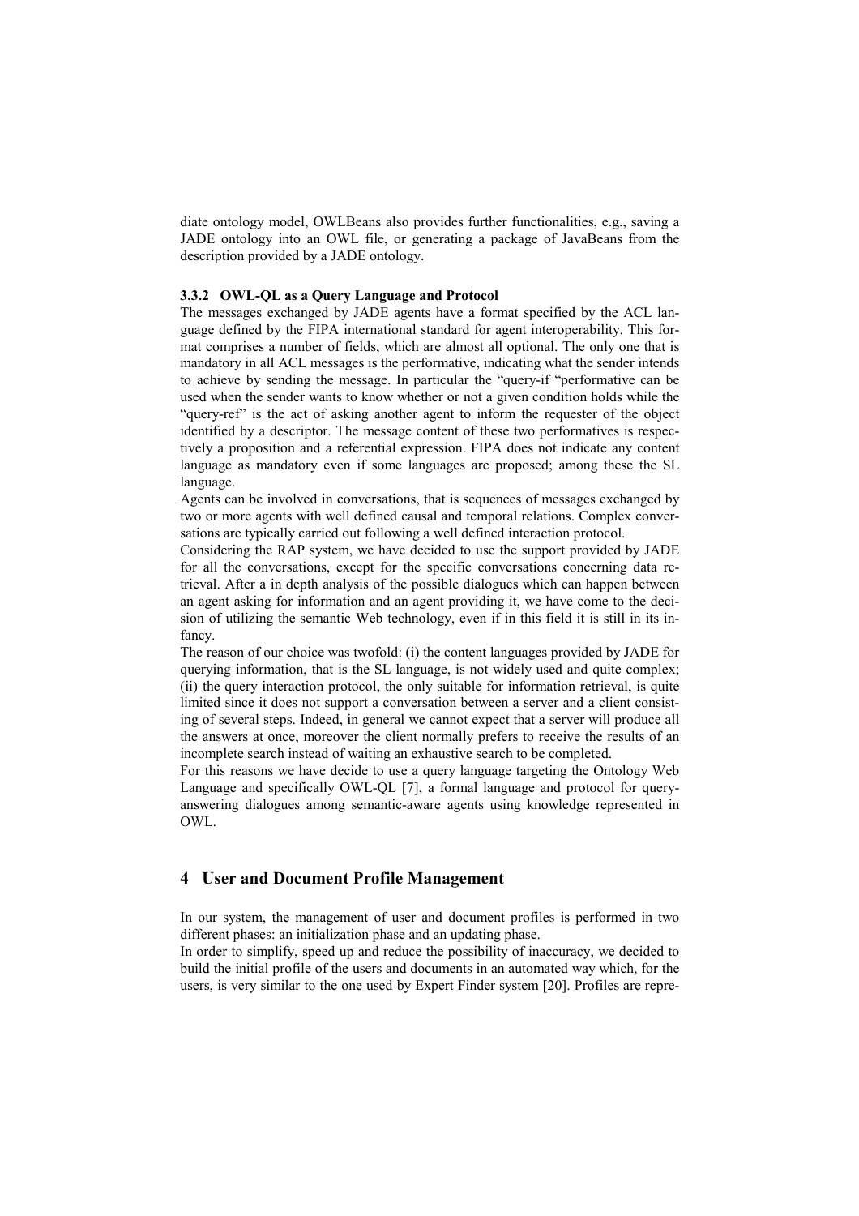diate ontology model, OWLBeans also provides further functionalities, e.g., saving a JADE ontology into an OWL file, or generating a package of JavaBeans from the description provided by a JADE ontology.

#### 3.3.2 OWL-QL as a Query Language and Protocol

The messages exchanged by JADE agents have a format specified by the ACL language defined by the FIPA international standard for agent interoperability. This format comprises a number of fields, which are almost all optional. The only one that is mandatory in all ACL messages is the performative, indicating what the sender intends to achieve by sending the message. In particular the "query-if "performative can be used when the sender wants to know whether or not a given condition holds while the "query-ref" is the act of asking another agent to inform the requester of the object identified by a descriptor. The message content of these two performatives is respectively a proposition and a referential expression. FIPA does not indicate any content language as mandatory even if some languages are proposed; among these the SL language.

Agents can be involved in conversations, that is sequences of messages exchanged by two or more agents with well defined causal and temporal relations. Complex conversations are typically carried out following a well defined interaction protocol.

Considering the RAP system, we have decided to use the support provided by JADE for all the conversations, except for the specific conversations concerning data retrieval. After a in depth analysis of the possible dialogues which can happen between an agent asking for information and an agent providing it, we have come to the decision of utilizing the semantic Web technology, even if in this field it is still in its infancy.

The reason of our choice was twofold: (i) the content languages provided by JADE for querying information, that is the SL language, is not widely used and quite complex; (ii) the query interaction protocol, the only suitable for information retrieval, is quite limited since it does not support a conversation between a server and a client consisting of several steps. Indeed, in general we cannot expect that a server will produce all the answers at once, moreover the client normally prefers to receive the results of an incomplete search instead of waiting an exhaustive search to be completed.

For this reasons we have decide to use a query language targeting the Ontology Web Language and specifically OWL-QL [7], a formal language and protocol for query-answering dialogues among semantic-aware agents using knowledge represented in OWL.

## 4 User and Document Profile Management

In our system, the management of user and document profiles is performed in two different phases: an initialization phase and an updating phase.

In order to simplify, speed up and reduce the possibility of inaccuracy, we decided to build the initial profile of the users and documents in an automated way which, for the users, is very similar to the one used by Expert Finder system [20]. Profiles are repre-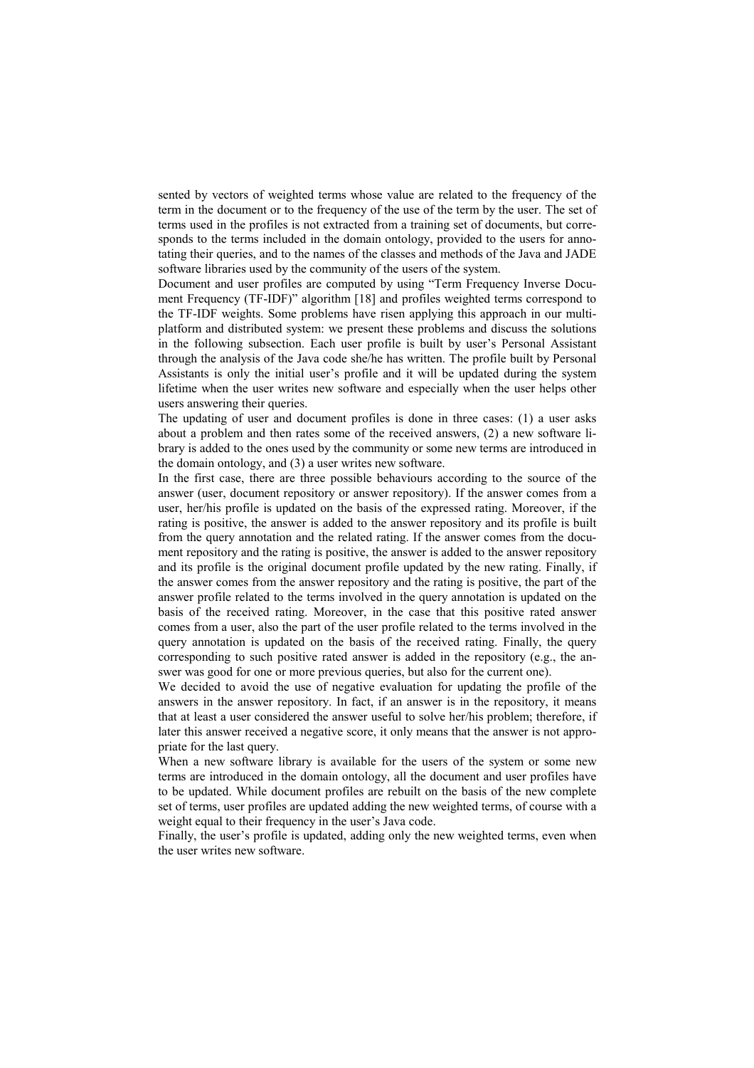sented by vectors of weighted terms whose value are related to the frequency of the term in the document or to the frequency of the use of the term by the user. The set of terms used in the profiles is not extracted from a training set of documents, but corresponds to the terms included in the domain ontology, provided to the users for annotating their queries, and to the names of the classes and methods of the Java and JADE software libraries used by the community of the users of the system.

Document and user profiles are computed by using "Term Frequency Inverse Document Frequency (TF-IDF)" algorithm [18] and profiles weighted terms correspond to the TF-IDF weights. Some problems have risen applying this approach in our multi-platform and distributed system: we present these problems and discuss the solutions in the following subsection. Each user profile is built by user's Personal Assistant through the analysis of the Java code she/he has written. The profile built by Personal Assistants is only the initial user's profile and it will be updated during the system lifetime when the user writes new software and especially when the user helps other users answering their queries.

The updating of user and document profiles is done in three cases: (1) a user asks about a problem and then rates some of the received answers, (2) a new software library is added to the ones used by the community or some new terms are introduced in the domain ontology, and (3) a user writes new software.

In the first case, there are three possible behaviours according to the source of the answer (user, document repository or answer repository). If the answer comes from a user, her/his profile is updated on the basis of the expressed rating. Moreover, if the rating is positive, the answer is added to the answer repository and its profile is built from the query annotation and the related rating. If the answer comes from the document repository and the rating is positive, the answer is added to the answer repository and its profile is the original document profile updated by the new rating. Finally, if the answer comes from the answer repository and the rating is positive, the part of the answer profile related to the terms involved in the query annotation is updated on the basis of the received rating. Moreover, in the case that this positive rated answer comes from a user, also the part of the user profile related to the terms involved in the query annotation is updated on the basis of the received rating. Finally, the query corresponding to such positive rated answer is added in the repository (e.g., the answer was good for one or more previous queries, but also for the current one).

We decided to avoid the use of negative evaluation for updating the profile of the answers in the answer repository. In fact, if an answer is in the repository, it means that at least a user considered the answer useful to solve her/his problem; therefore, if later this answer received a negative score, it only means that the answer is not appropriate for the last query.

When a new software library is available for the users of the system or some new terms are introduced in the domain ontology, all the document and user profiles have to be updated. While document profiles are rebuilt on the basis of the new complete set of terms, user profiles are updated adding the new weighted terms, of course with a weight equal to their frequency in the user's Java code.

Finally, the user's profile is updated, adding only the new weighted terms, even when the user writes new software.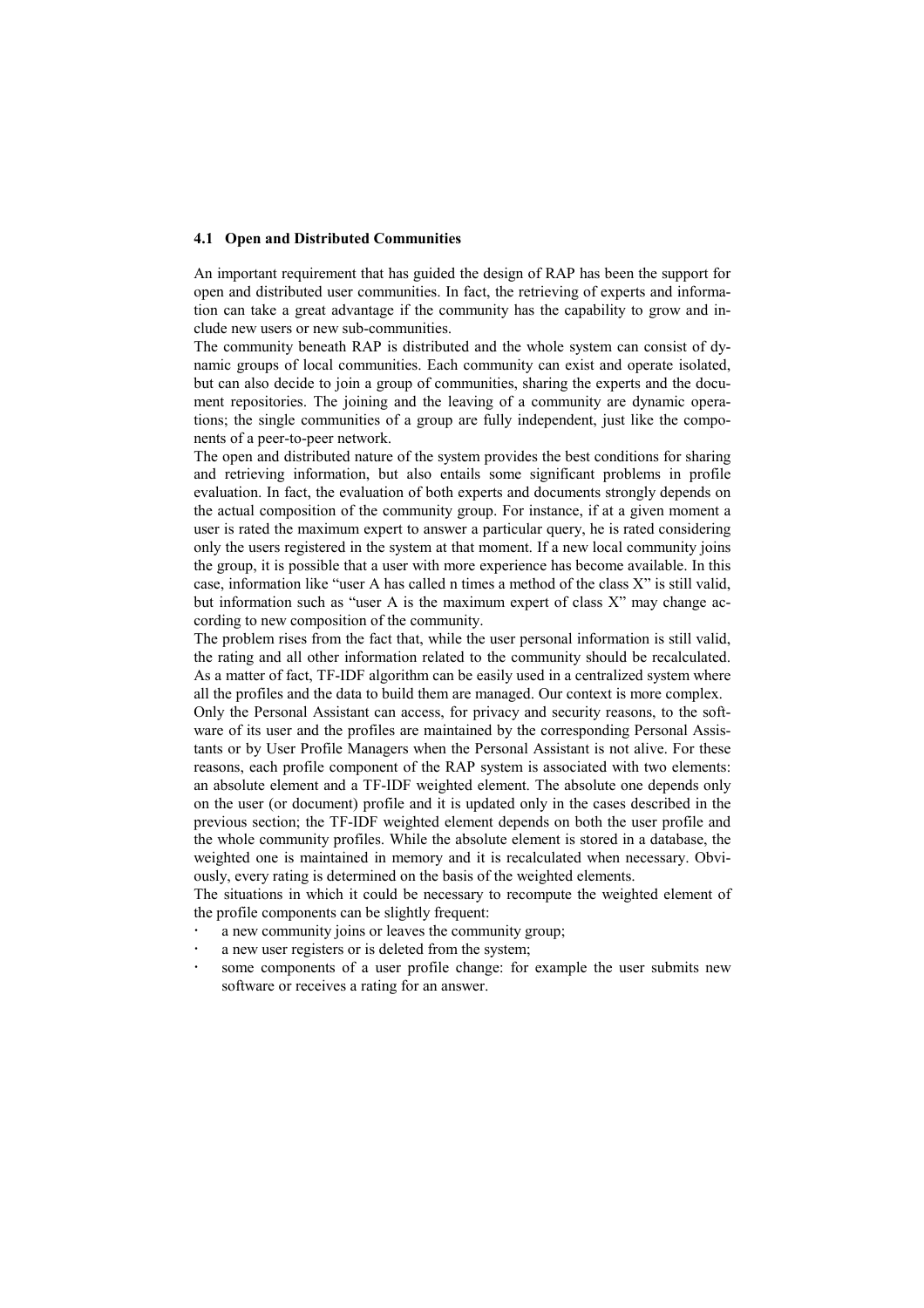### 4.1 Open and Distributed Communities

An important requirement that has guided the design of RAP has been the support for open and distributed user communities. In fact, the retrieving of experts and information can take a great advantage if the community has the capability to grow and include new users or new sub-communities.

The community beneath RAP is distributed and the whole system can consist of dynamic groups of local communities. Each community can exist and operate isolated, but can also decide to join a group of communities, sharing the experts and the document repositories. The joining and the leaving of a community are dynamic operations; the single communities of a group are fully independent, just like the components of a peer-to-peer network.

The open and distributed nature of the system provides the best conditions for sharing and retrieving information, but also entails some significant problems in profile evaluation. In fact, the evaluation of both experts and documents strongly depends on the actual composition of the community group. For instance, if at a given moment a user is rated the maximum expert to answer a particular query, he is rated considering only the users registered in the system at that moment. If a new local community joins the group, it is possible that a user with more experience has become available. In this case, information like "user A has called n times a method of the class X" is still valid, but information such as "user A is the maximum expert of class X" may change according to new composition of the community.

The problem rises from the fact that, while the user personal information is still valid, the rating and all other information related to the community should be recalculated. As a matter of fact, TF-IDF algorithm can be easily used in a centralized system where all the profiles and the data to build them are managed. Our context is more complex.

Only the Personal Assistant can access, for privacy and security reasons, to the software of its user and the profiles are maintained by the corresponding Personal Assistants or by User Profile Managers when the Personal Assistant is not alive. For these reasons, each profile component of the RAP system is associated with two elements: an absolute element and a TF-IDF weighted element. The absolute one depends only on the user (or document) profile and it is updated only in the cases described in the previous section; the TF-IDF weighted element depends on both the user profile and the whole community profiles. While the absolute element is stored in a database, the weighted one is maintained in memory and it is recalculated when necessary. Obviously, every rating is determined on the basis of the weighted elements.

The situations in which it could be necessary to recompute the weighted element of the profile components can be slightly frequent:

- a new community joins or leaves the community group;
- a new user registers or is deleted from the system;
- some components of a user profile change: for example the user submits new software or receives a rating for an answer.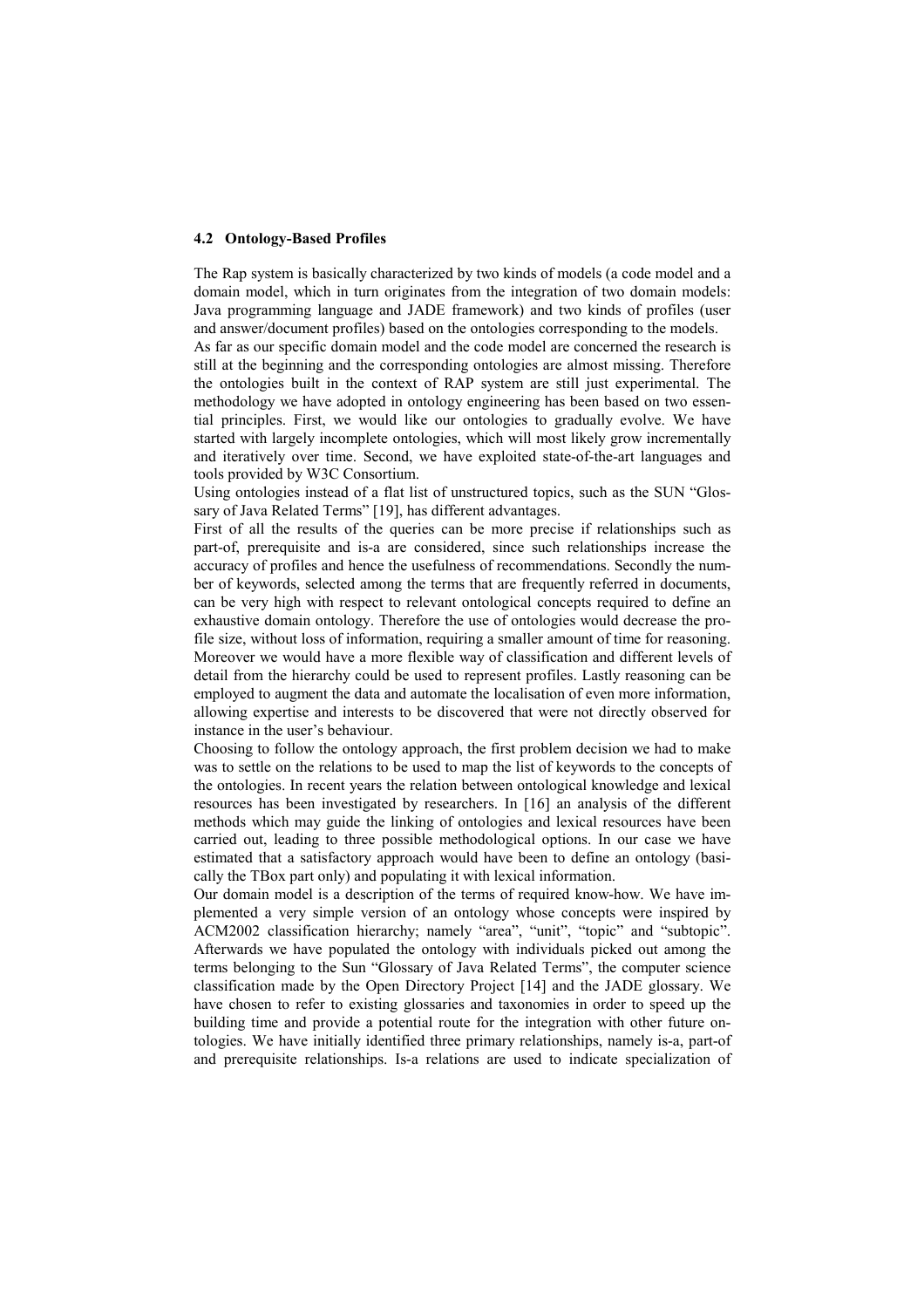### 4.2 Ontology-Based Profiles

The Rap system is basically characterized by two kinds of models (a code model and a domain model, which in turn originates from the integration of two domain models: Java programming language and JADE framework) and two kinds of profiles (user and answer/document profiles) based on the ontologies corresponding to the models.

As far as our specific domain model and the code model are concerned the research is still at the beginning and the corresponding ontologies are almost missing. Therefore the ontologies built in the context of RAP system are still just experimental. The methodology we have adopted in ontology engineering has been based on two essential principles. First, we would like our ontologies to gradually evolve. We have started with largely incomplete ontologies, which will most likely grow incrementally and iteratively over time. Second, we have exploited state-of-the-art languages and tools provided by W3C Consortium.

Using ontologies instead of a flat list of unstructured topics, such as the SUN "Glossary of Java Related Terms" [19], has different advantages.

First of all the results of the queries can be more precise if relationships such as part-of, prerequisite and is-a are considered, since such relationships increase the accuracy of profiles and hence the usefulness of recommendations. Secondly the number of keywords, selected among the terms that are frequently referred in documents, can be very high with respect to relevant ontological concepts required to define an exhaustive domain ontology. Therefore the use of ontologies would decrease the profile size, without loss of information, requiring a smaller amount of time for reasoning. Moreover we would have a more flexible way of classification and different levels of detail from the hierarchy could be used to represent profiles. Lastly reasoning can be employed to augment the data and automate the localisation of even more information, allowing expertise and interests to be discovered that were not directly observed for instance in the user's behaviour.

Choosing to follow the ontology approach, the first problem decision we had to make was to settle on the relations to be used to map the list of keywords to the concepts of the ontologies. In recent years the relation between ontological knowledge and lexical resources has been investigated by researchers. In [16] an analysis of the different methods which may guide the linking of ontologies and lexical resources have been carried out, leading to three possible methodological options. In our case we have estimated that a satisfactory approach would have been to define an ontology (basically the TBox part only) and populating it with lexical information.

Our domain model is a description of the terms of required know-how. We have implemented a very simple version of an ontology whose concepts were inspired by ACM2002 classification hierarchy; namely "area", "unit", "topic" and "subtopic". Afterwards we have populated the ontology with individuals picked out among the terms belonging to the Sun "Glossary of Java Related Terms", the computer science classification made by the Open Directory Project [14] and the JADE glossary. We have chosen to refer to existing glossaries and taxonomies in order to speed up the building time and provide a potential route for the integration with other future ontologies. We have initially identified three primary relationships, namely is-a, part-of and prerequisite relationships. Is-a relations are used to indicate specialization of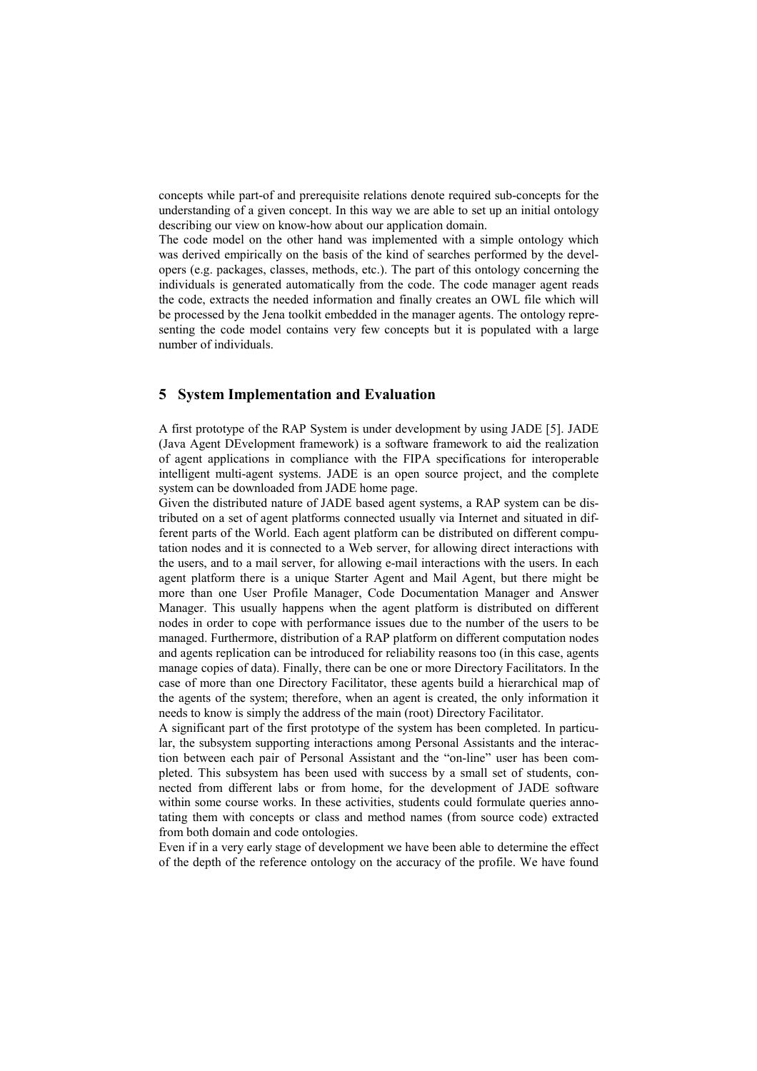concepts while part-of and prerequisite relations denote required sub-concepts for the understanding of a given concept. In this way we are able to set up an initial ontology describing our view on know-how about our application domain.

The code model on the other hand was implemented with a simple ontology which was derived empirically on the basis of the kind of searches performed by the developers (e.g. packages, classes, methods, etc.). The part of this ontology concerning the individuals is generated automatically from the code. The code manager agent reads the code, extracts the needed information and finally creates an OWL file which will be processed by the Jena toolkit embedded in the manager agents. The ontology representing the code model contains very few concepts but it is populated with a large number of individuals.

## 5 System Implementation and Evaluation

A first prototype of the RAP System is under development by using JADE [5]. JADE (Java Agent DEvelopment framework) is a software framework to aid the realization of agent applications in compliance with the FIPA specifications for interoperable intelligent multi-agent systems. JADE is an open source project, and the complete system can be downloaded from JADE home page.

Given the distributed nature of JADE based agent systems, a RAP system can be distributed on a set of agent platforms connected usually via Internet and situated in different parts of the World. Each agent platform can be distributed on different computation nodes and it is connected to a Web server, for allowing direct interactions with the users, and to a mail server, for allowing e-mail interactions with the users. In each agent platform there is a unique Starter Agent and Mail Agent, but there might be more than one User Profile Manager, Code Documentation Manager and Answer Manager. This usually happens when the agent platform is distributed on different nodes in order to cope with performance issues due to the number of the users to be managed. Furthermore, distribution of a RAP platform on different computation nodes and agents replication can be introduced for reliability reasons too (in this case, agents manage copies of data). Finally, there can be one or more Directory Facilitators. In the case of more than one Directory Facilitator, these agents build a hierarchical map of the agents of the system; therefore, when an agent is created, the only information it needs to know is simply the address of the main (root) Directory Facilitator.

A significant part of the first prototype of the system has been completed. In particular, the subsystem supporting interactions among Personal Assistants and the interaction between each pair of Personal Assistant and the "on-line" user has been completed. This subsystem has been used with success by a small set of students, connected from different labs or from home, for the development of JADE software within some course works. In these activities, students could formulate queries annotating them with concepts or class and method names (from source code) extracted from both domain and code ontologies.

Even if in a very early stage of development we have been able to determine the effect of the depth of the reference ontology on the accuracy of the profile. We have found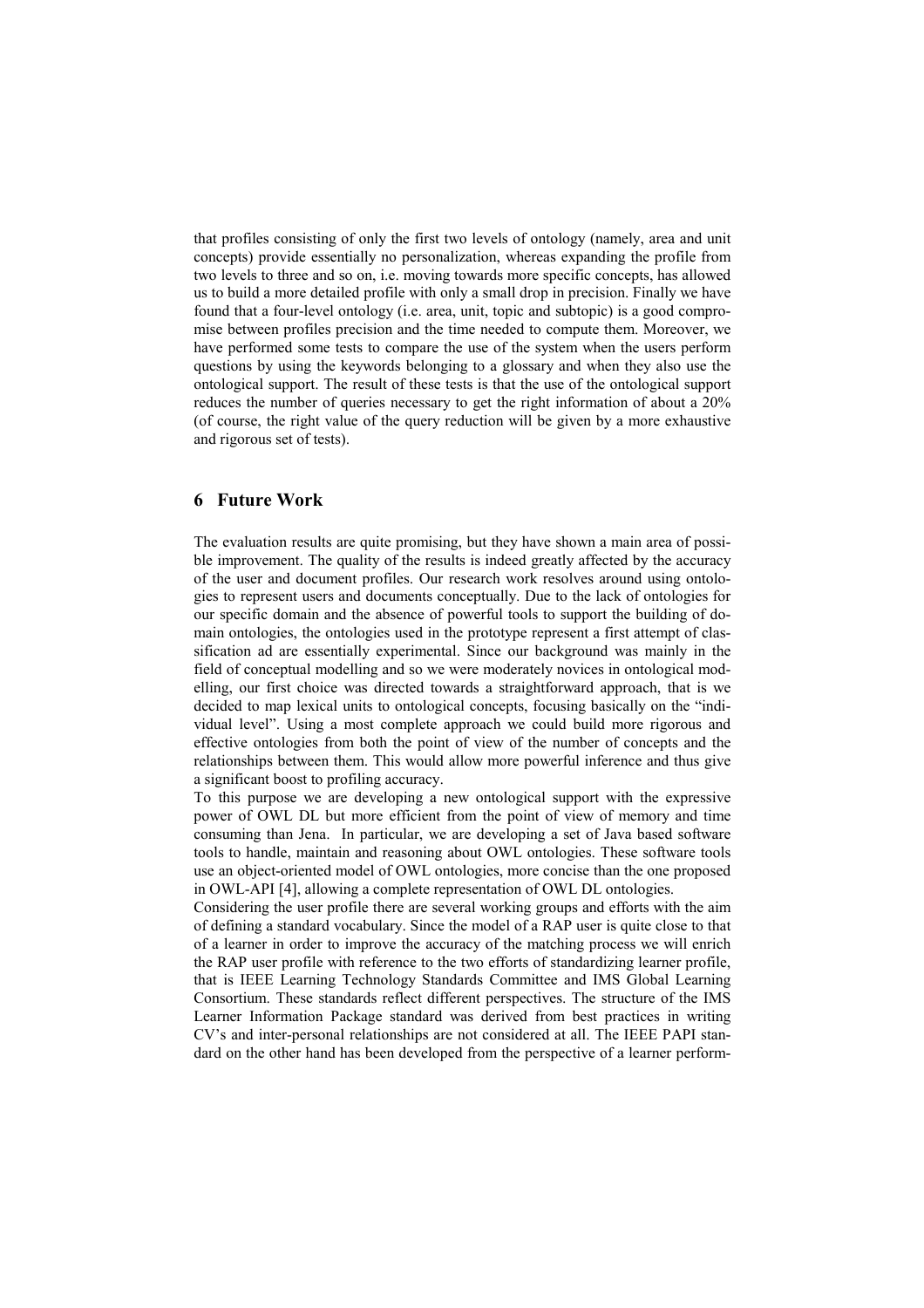that profiles consisting of only the first two levels of ontology (namely, area and unit concepts) provide essentially no personalization, whereas expanding the profile from two levels to three and so on, i.e. moving towards more specific concepts, has allowed us to build a more detailed profile with only a small drop in precision. Finally we have found that a four-level ontology (i.e. area, unit, topic and subtopic) is a good compromise between profiles precision and the time needed to compute them. Moreover, we have performed some tests to compare the use of the system when the users perform questions by using the keywords belonging to a glossary and when they also use the ontological support. The result of these tests is that the use of the ontological support reduces the number of queries necessary to get the right information of about a 20% (of course, the right value of the query reduction will be given by a more exhaustive and rigorous set of tests).

## 6 Future Work

The evaluation results are quite promising, but they have shown a main area of possible improvement. The quality of the results is indeed greatly affected by the accuracy of the user and document profiles. Our research work resolves around using ontologies to represent users and documents conceptually. Due to the lack of ontologies for our specific domain and the absence of powerful tools to support the building of domain ontologies, the ontologies used in the prototype represent a first attempt of classification ad are essentially experimental. Since our background was mainly in the field of conceptual modelling and so we were moderately novices in ontological modelling, our first choice was directed towards a straightforward approach, that is we decided to map lexical units to ontological concepts, focusing basically on the "individual level". Using a most complete approach we could build more rigorous and effective ontologies from both the point of view of the number of concepts and the relationships between them. This would allow more powerful inference and thus give a significant boost to profiling accuracy.
To this purpose we are developing a new ontological support with the expressive power of OWL DL but more efficient from the point of view of memory and time consuming than Jena. In particular, we are developing a set of Java based software tools to handle, maintain and reasoning about OWL ontologies. These software tools use an object-oriented model of OWL ontologies, more concise than the one proposed in OWL-API [4], allowing a complete representation of OWL DL ontologies.
Considering the user profile there are several working groups and efforts with the aim of defining a standard vocabulary. Since the model of a RAP user is quite close to that of a learner in order to improve the accuracy of the matching process we will enrich the RAP user profile with reference to the two efforts of standardizing learner profile, that is IEEE Learning Technology Standards Committee and IMS Global Learning Consortium. These standards reflect different perspectives. The structure of the IMS Learner Information Package standard was derived from best practices in writing CV's and inter-personal relationships are not considered at all. The IEEE PAPI standard on the other hand has been developed from the perspective of a learner perform-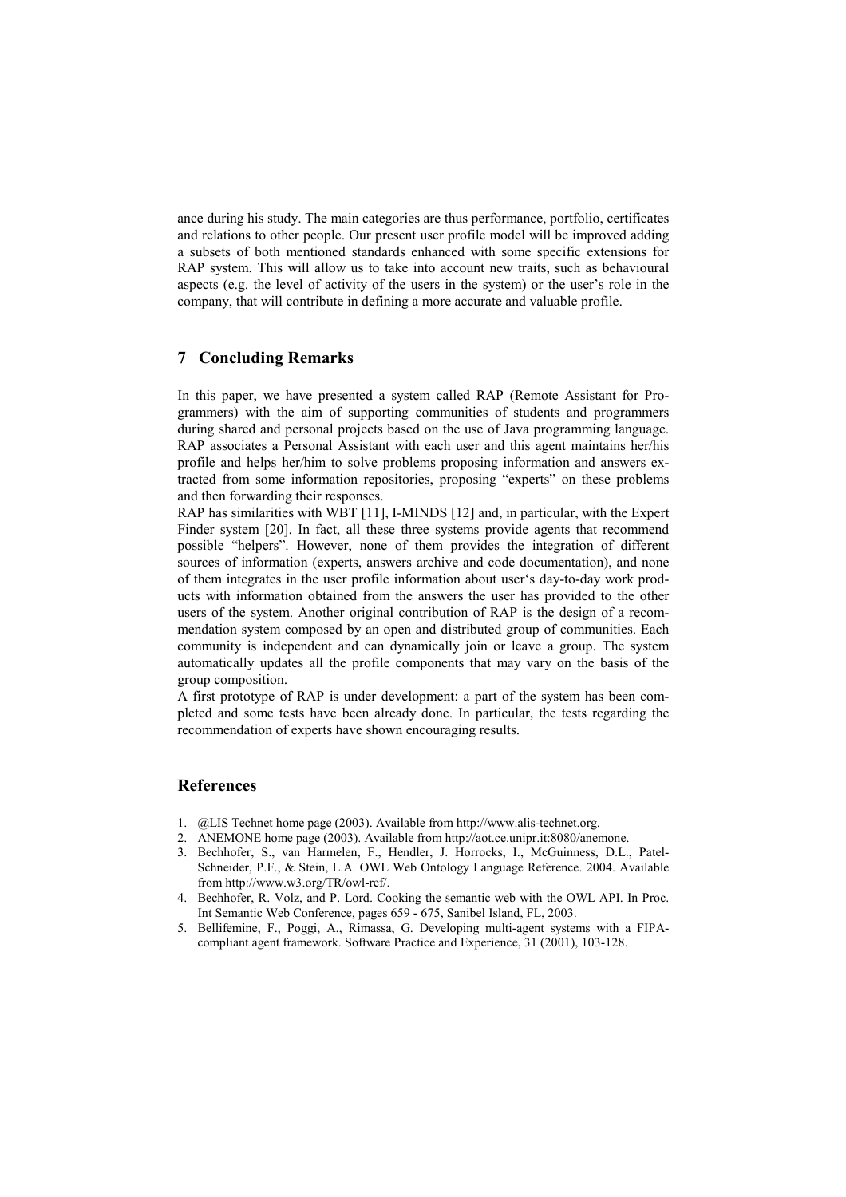ance during his study. The main categories are thus performance, portfolio, certificates and relations to other people. Our present user profile model will be improved adding a subsets of both mentioned standards enhanced with some specific extensions for RAP system. This will allow us to take into account new traits, such as behavioural aspects (e.g. the level of activity of the users in the system) or the user's role in the company, that will contribute in defining a more accurate and valuable profile.

## 7 Concluding Remarks

In this paper, we have presented a system called RAP (Remote Assistant for Programmers) with the aim of supporting communities of students and programmers during shared and personal projects based on the use of Java programming language. RAP associates a Personal Assistant with each user and this agent maintains her/his profile and helps her/him to solve problems proposing information and answers extracted from some information repositories, proposing "experts" on these problems and then forwarding their responses.

RAP has similarities with WBT [11], I-MINDS [12] and, in particular, with the Expert Finder system [20]. In fact, all these three systems provide agents that recommend possible "helpers". However, none of them provides the integration of different sources of information (experts, answers archive and code documentation), and none of them integrates in the user profile information about user's day-to-day work products with information obtained from the answers the user has provided to the other users of the system. Another original contribution of RAP is the design of a recommendation system composed by an open and distributed group of communities. Each community is independent and can dynamically join or leave a group. The system automatically updates all the profile components that may vary on the basis of the group composition.

A first prototype of RAP is under development: a part of the system has been completed and some tests have been already done. In particular, the tests regarding the recommendation of experts have shown encouraging results.

## References

1. @LIS Technet home page (2003). Available from http://www.alis-technet.org.
2. ANEMONE home page (2003). Available from http://aot.ce.unipr.it:8080/anemone.
3. Bechhofer, S., van Harmelen, F., Hendler, J. Horrocks, I., McGuinness, D.L., Patel-Schneider, P.F., & Stein, L.A. OWL Web Ontology Language Reference. 2004. Available from http://www.w3.org/TR/owl-ref/.
4. Bechhofer, R. Volz, and P. Lord. Cooking the semantic web with the OWL API. In Proc. Int Semantic Web Conference, pages 659 - 675, Sanibel Island, FL, 2003.
5. Bellifemine, F., Poggi, A., Rimassa, G. Developing multi-agent systems with a FIPA-compliant agent framework. Software Practice and Experience, 31 (2001), 103-128.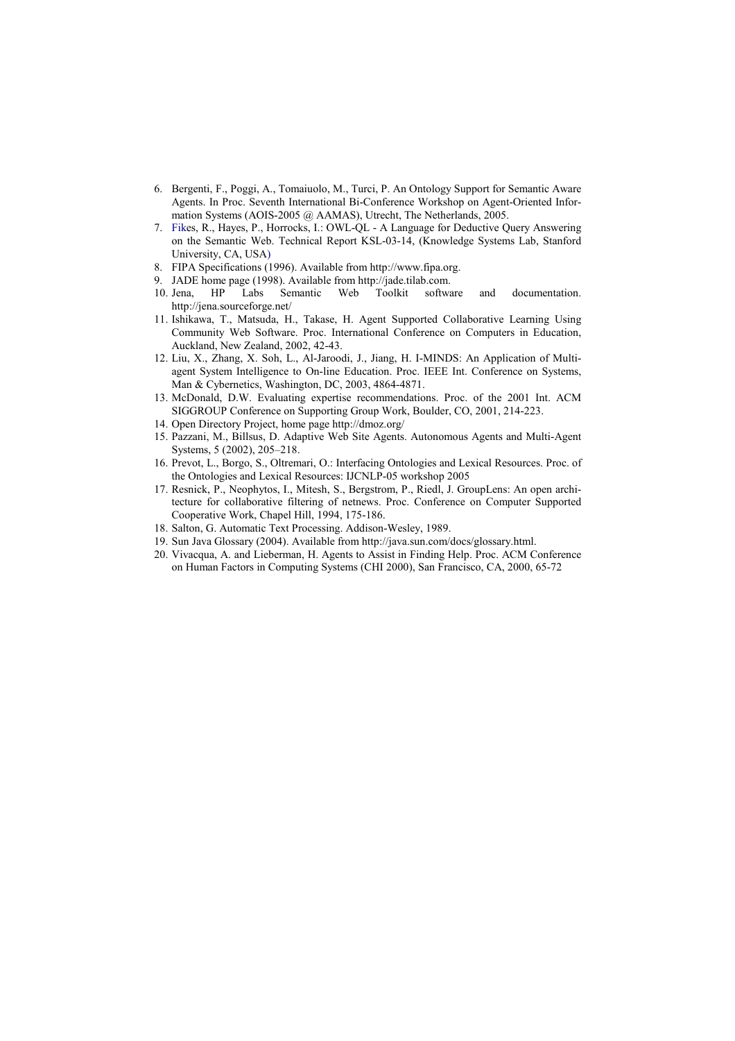6. Bergenti, F., Poggi, A., Tomaiuolo, M., Turci, P. An Ontology Support for Semantic Aware Agents. In Proc. Seventh International Bi-Conference Workshop on Agent-Oriented Information Systems (AOIS-2005 @ AAMAS), Utrecht, The Netherlands, 2005.
7. Fikes, R., Hayes, P., Horrocks, I.: OWL-QL - A Language for Deductive Query Answering on the Semantic Web. Technical Report KSL-03-14, (Knowledge Systems Lab, Stanford University, CA, USA)
8. FIPA Specifications (1996). Available from http://www.fipa.org.
9. JADE home page (1998). Available from http://jade.tilab.com.
10. Jena, HP Labs Semantic Web Toolkit software and documentation. http://jena.sourceforge.net/
11. Ishikawa, T., Matsuda, H., Takase, H. Agent Supported Collaborative Learning Using Community Web Software. Proc. International Conference on Computers in Education, Auckland, New Zealand, 2002, 42-43.
12. Liu, X., Zhang, X. Soh, L., Al-Jaroodi, J., Jiang, H. I-MINDS: An Application of Multi-agent System Intelligence to On-line Education. Proc. IEEE Int. Conference on Systems, Man & Cybernetics, Washington, DC, 2003, 4864-4871.
13. McDonald, D.W. Evaluating expertise recommendations. Proc. of the 2001 Int. ACM SIGGROUP Conference on Supporting Group Work, Boulder, CO, 2001, 214-223.
14. Open Directory Project, home page http://dmoz.org/
15. Pazzani, M., Billsus, D. Adaptive Web Site Agents. Autonomous Agents and Multi-Agent Systems, 5 (2002), 205–218.
16. Prevot, L., Borgo, S., Oltremari, O.: Interfacing Ontologies and Lexical Resources. Proc. of the Ontologies and Lexical Resources: IJCNLP-05 workshop 2005
17. Resnick, P., Neophytos, I., Mitesh, S., Bergstrom, P., Riedl, J. GroupLens: An open architecture for collaborative filtering of netnews. Proc. Conference on Computer Supported Cooperative Work, Chapel Hill, 1994, 175-186.
18. Salton, G. Automatic Text Processing. Addison-Wesley, 1989.
19. Sun Java Glossary (2004). Available from http://java.sun.com/docs/glossary.html.
20. Vivacqua, A. and Lieberman, H. Agents to Assist in Finding Help. Proc. ACM Conference on Human Factors in Computing Systems (CHI 2000), San Francisco, CA, 2000, 65-72